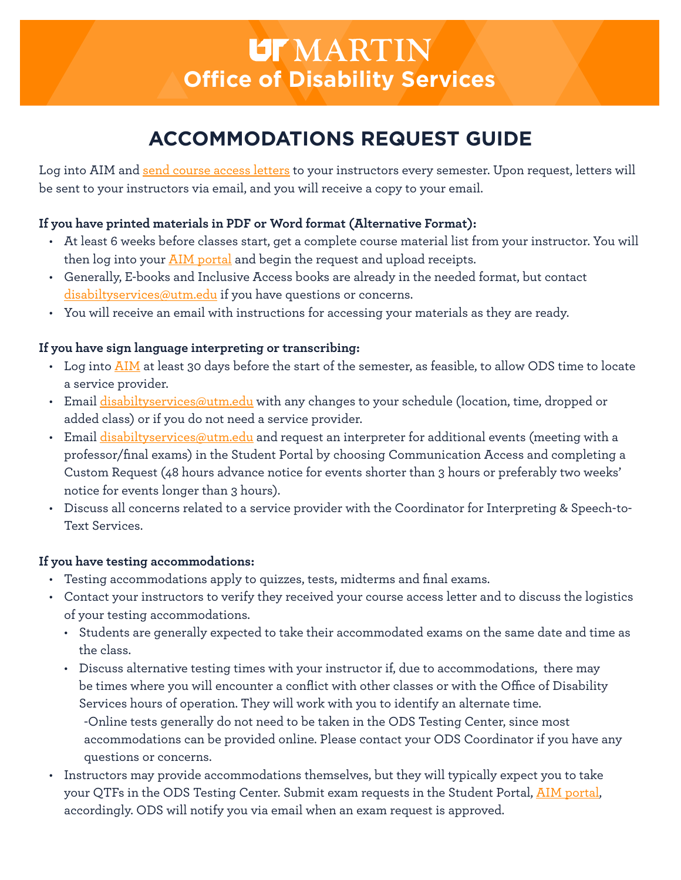# UT MARTIN

## Office of Disability Services

# ACCOMMODATIONS REQUEST GUIDE

Log into AIM and send course access letters to your instructors every semester. Upon request, letters will be sent to your instructors via email, and you will receive a copy to your email.

**If you have printed materials in PDF or Word format (Alternative Format):**

- At least 6 weeks before classes start, get a complete course material list from your instructor. You will then log into your AIM portal and begin the request and upload receipts.
- Generally, E-books and Inclusive Access books are already in the needed format, but contact disabiltyservices@utm.edu if you have questions or concerns.
- You will receive an email with instructions for accessing your materials as they are ready.

**If you have sign language interpreting or transcribing:**

- Log into AIM at least 30 days before the start of the semester, as feasible, to allow ODS time to locate a service provider.
- Email disabiltyservices@utm.edu with any changes to your schedule (location, time, dropped or added class) or if you do not need a service provider.
- Email disabiltyservices@utm.edu and request an interpreter for additional events (meeting with a professor/final exams) in the Student Portal by choosing Communication Access and completing a Custom Request (48 hours advance notice for events shorter than 3 hours or preferably two weeks' notice for events longer than 3 hours).
- Discuss all concerns related to a service provider with the Coordinator for Interpreting & Speech-to-Text Services.

**If you have testing accommodations:**

- Testing accommodations apply to quizzes, tests, midterms and final exams.
- Contact your instructors to verify they received your course access letter and to discuss the logistics of your testing accommodations.
  - Students are generally expected to take their accommodated exams on the same date and time as the class.
  - Discuss alternative testing times with your instructor if, due to accommodations, there may be times where you will encounter a conflict with other classes or with the Office of Disability Services hours of operation. They will work with you to identify an alternate time.
    -Online tests generally do not need to be taken in the ODS Testing Center, since most accommodations can be provided online. Please contact your ODS Coordinator if you have any questions or concerns.
- Instructors may provide accommodations themselves, but they will typically expect you to take your QTFs in the ODS Testing Center. Submit exam requests in the Student Portal, AIM portal, accordingly. ODS will notify you via email when an exam request is approved.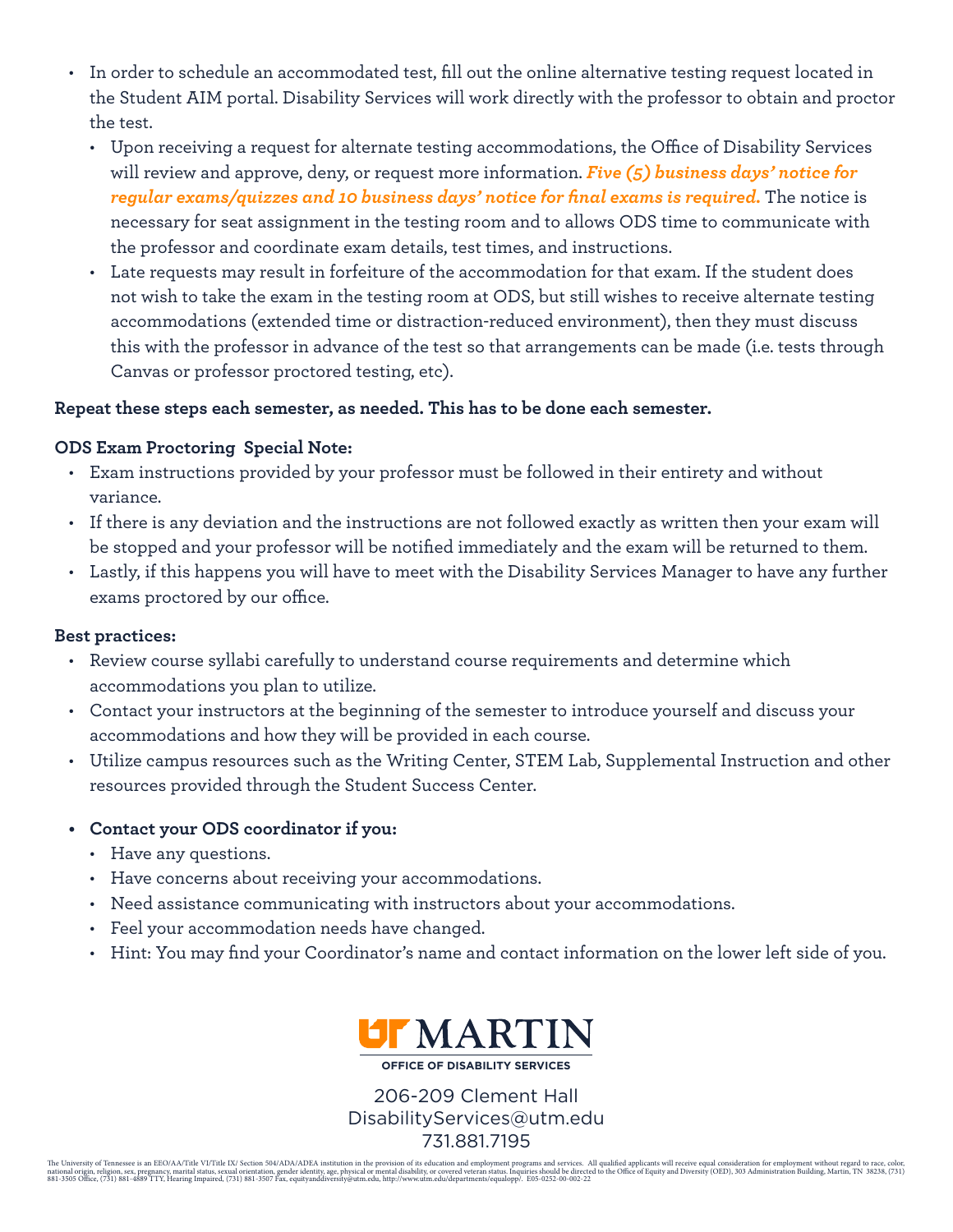- In order to schedule an accommodated test, fill out the online alternative testing request located in the Student AIM portal. Disability Services will work directly with the professor to obtain and proctor the test.
  - Upon receiving a request for alternate testing accommodations, the Office of Disability Services will review and approve, deny, or request more information. ***Five (5) business days' notice for regular exams/quizzes and 10 business days' notice for final exams is required.*** The notice is necessary for seat assignment in the testing room and to allows ODS time to communicate with the professor and coordinate exam details, test times, and instructions.
  - Late requests may result in forfeiture of the accommodation for that exam. If the student does not wish to take the exam in the testing room at ODS, but still wishes to receive alternate testing accommodations (extended time or distraction-reduced environment), then they must discuss this with the professor in advance of the test so that arrangements can be made (i.e. tests through Canvas or professor proctored testing, etc).

**Repeat these steps each semester, as needed. This has to be done each semester.**

**ODS Exam Proctoring Special Note:**

- Exam instructions provided by your professor must be followed in their entirety and without variance.
- If there is any deviation and the instructions are not followed exactly as written then your exam will be stopped and your professor will be notified immediately and the exam will be returned to them.
- Lastly, if this happens you will have to meet with the Disability Services Manager to have any further exams proctored by our office.

**Best practices:**

- Review course syllabi carefully to understand course requirements and determine which accommodations you plan to utilize.
- Contact your instructors at the beginning of the semester to introduce yourself and discuss your accommodations and how they will be provided in each course.
- Utilize campus resources such as the Writing Center, STEM Lab, Supplemental Instruction and other resources provided through the Student Success Center.

- **Contact your ODS coordinator if you:**
  - Have any questions.
  - Have concerns about receiving your accommodations.
  - Need assistance communicating with instructors about your accommodations.
  - Feel your accommodation needs have changed.
  - Hint: You may find your Coordinator's name and contact information on the lower left side of you.

UT MARTIN

OFFICE OF DISABILITY SERVICES

206-209 Clement Hall
DisabilityServices@utm.edu
731.881.7195

The University of Tennessee is an EEO/AA/Title VI/Title IX/ Section 504/ADA/ADEA institution in the provision of its education and employment programs and services. All qualified applicants will receive equal consideration for employment without regard to race, color, national origin, religion, sex, pregnancy, marital status, sexual orientation, gender identity, age, physical or mental disability, or covered veteran status. Inquiries should be directed to the Office of Equity and Diversity (OED), 303 Administration Building, Martin, TN 38238, (731) 881-3505 Office, (731) 881-4889 TTY, Hearing Impaired, (731) 881-3507 Fax, equityanddiversity@utm.edu, http://www.utm.edu/departments/equalopp/. E05-0252-00-002-22